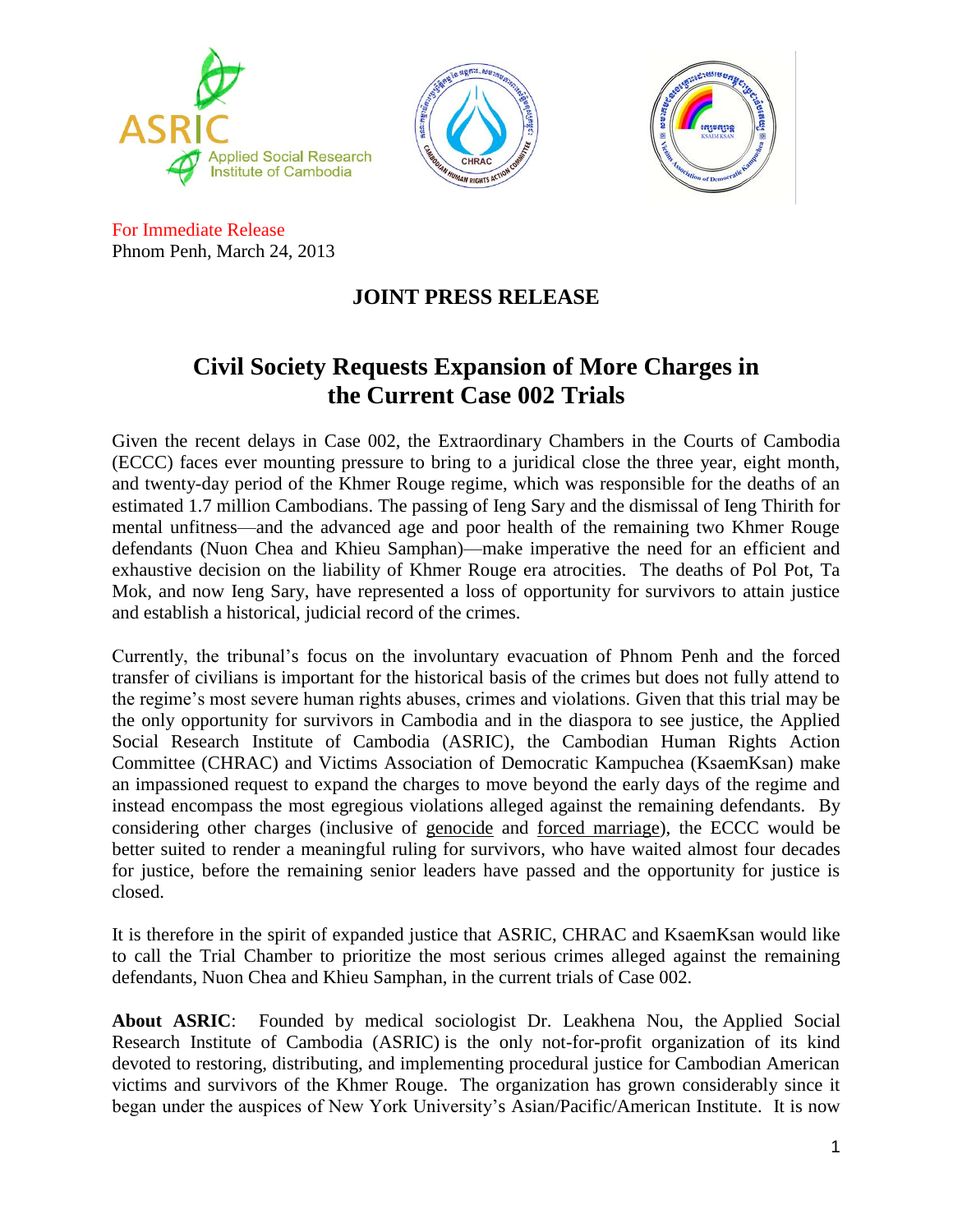For Immediate Release
Phnom Penh, March 24, 2013

# JOINT PRESS RELEASE

## Civil Society Requests Expansion of More Charges in the Current Case 002 Trials

Given the recent delays in Case 002, the Extraordinary Chambers in the Courts of Cambodia (ECCC) faces ever mounting pressure to bring to a juridical close the three year, eight month, and twenty-day period of the Khmer Rouge regime, which was responsible for the deaths of an estimated 1.7 million Cambodians. The passing of Ieng Sary and the dismissal of Ieng Thirith for mental unfitness—and the advanced age and poor health of the remaining two Khmer Rouge defendants (Nuon Chea and Khieu Samphan)—make imperative the need for an efficient and exhaustive decision on the liability of Khmer Rouge era atrocities. The deaths of Pol Pot, Ta Mok, and now Ieng Sary, have represented a loss of opportunity for survivors to attain justice and establish a historical, judicial record of the crimes.

Currently, the tribunal's focus on the involuntary evacuation of Phnom Penh and the forced transfer of civilians is important for the historical basis of the crimes but does not fully attend to the regime's most severe human rights abuses, crimes and violations. Given that this trial may be the only opportunity for survivors in Cambodia and in the diaspora to see justice, the Applied Social Research Institute of Cambodia (ASRIC), the Cambodian Human Rights Action Committee (CHRAC) and Victims Association of Democratic Kampuchea (KsaemKsan) make an impassioned request to expand the charges to move beyond the early days of the regime and instead encompass the most egregious violations alleged against the remaining defendants. By considering other charges (inclusive of genocide and forced marriage), the ECCC would be better suited to render a meaningful ruling for survivors, who have waited almost four decades for justice, before the remaining senior leaders have passed and the opportunity for justice is closed.

It is therefore in the spirit of expanded justice that ASRIC, CHRAC and KsaemKsan would like to call the Trial Chamber to prioritize the most serious crimes alleged against the remaining defendants, Nuon Chea and Khieu Samphan, in the current trials of Case 002.

**About ASRIC**: Founded by medical sociologist Dr. Leakhena Nou, the Applied Social Research Institute of Cambodia (ASRIC) is the only not-for-profit organization of its kind devoted to restoring, distributing, and implementing procedural justice for Cambodian American victims and survivors of the Khmer Rouge. The organization has grown considerably since it began under the auspices of New York University's Asian/Pacific/American Institute. It is now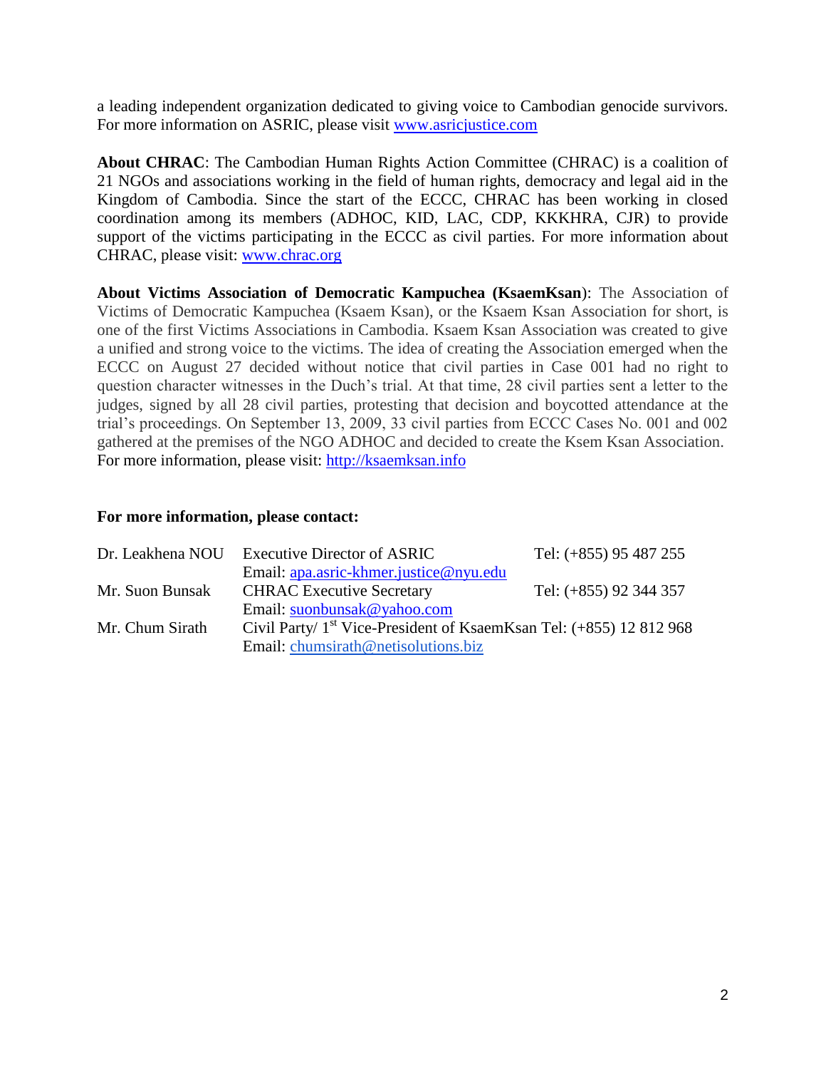a leading independent organization dedicated to giving voice to Cambodian genocide survivors. For more information on ASRIC, please visit www.asricjustice.com

**About CHRAC**: The Cambodian Human Rights Action Committee (CHRAC) is a coalition of 21 NGOs and associations working in the field of human rights, democracy and legal aid in the Kingdom of Cambodia. Since the start of the ECCC, CHRAC has been working in closed coordination among its members (ADHOC, KID, LAC, CDP, KKKHRA, CJR) to provide support of the victims participating in the ECCC as civil parties. For more information about CHRAC, please visit: www.chrac.org

**About Victims Association of Democratic Kampuchea (KsaemKsan)**: The Association of Victims of Democratic Kampuchea (Ksaem Ksan), or the Ksaem Ksan Association for short, is one of the first Victims Associations in Cambodia. Ksaem Ksan Association was created to give a unified and strong voice to the victims. The idea of creating the Association emerged when the ECCC on August 27 decided without notice that civil parties in Case 001 had no right to question character witnesses in the Duch's trial. At that time, 28 civil parties sent a letter to the judges, signed by all 28 civil parties, protesting that decision and boycotted attendance at the trial's proceedings. On September 13, 2009, 33 civil parties from ECCC Cases No. 001 and 002 gathered at the premises of the NGO ADHOC and decided to create the Ksem Ksan Association. For more information, please visit: http://ksaemksan.info

**For more information, please contact:**

| | | |
|---|---|---|
| Dr. Leakhena NOU | Executive Director of ASRIC<br>Email: apa.asric-khmer.justice@nyu.edu | Tel: (+855) 95 487 255 |
| Mr. Suon Bunsak | CHRAC Executive Secretary<br>Email: suonbunsak@yahoo.com | Tel: (+855) 92 344 357 |
| Mr. Chum Sirath | Civil Party/ 1st Vice-President of KsaemKsan<br>Email: chumsirath@netisolutions.biz | Tel: (+855) 12 812 968 |